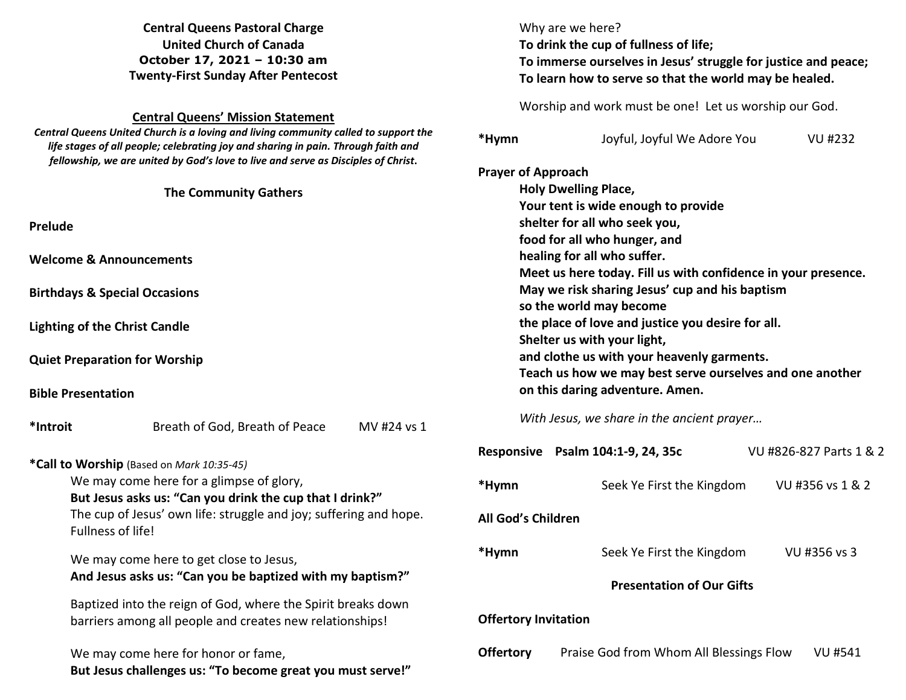**Central Queens Pastoral Charge**
**United Church of Canada**
**October 17, 2021 – 10:30 am**
**Twenty-First Sunday After Pentecost**

**Central Queens' Mission Statement**

***Central Queens United Church is a loving and living community called to support the life stages of all people; celebrating joy and sharing in pain. Through faith and fellowship, we are united by God's love to live and serve as Disciples of Christ.***

## The Community Gathers

**Prelude**

**Welcome & Announcements**

**Birthdays & Special Occasions**

**Lighting of the Christ Candle**

**Quiet Preparation for Worship**

**Bible Presentation**

**\*Introit** Breath of God, Breath of Peace MV #24 vs 1

**\*Call to Worship** (Based on *Mark 10:35-45)*

We may come here for a glimpse of glory,
**But Jesus asks us: "Can you drink the cup that I drink?"**
The cup of Jesus' own life: struggle and joy; suffering and hope. Fullness of life!

We may come here to get close to Jesus,
**And Jesus asks us: "Can you be baptized with my baptism?"**

Baptized into the reign of God, where the Spirit breaks down barriers among all people and creates new relationships!

We may come here for honor or fame,
**But Jesus challenges us: "To become great you must serve!"**

Why are we here?
**To drink the cup of fullness of life;**
**To immerse ourselves in Jesus' struggle for justice and peace;**
**To learn how to serve so that the world may be healed.**

Worship and work must be one! Let us worship our God.

**\*Hymn** Joyful, Joyful We Adore You VU #232

**Prayer of Approach**

**Holy Dwelling Place,**
**Your tent is wide enough to provide**
**shelter for all who seek you,**
**food for all who hunger, and**
**healing for all who suffer.**
**Meet us here today. Fill us with confidence in your presence.**
**May we risk sharing Jesus' cup and his baptism**
**so the world may become**
**the place of love and justice you desire for all.**
**Shelter us with your light,**
**and clothe us with your heavenly garments.**
**Teach us how we may best serve ourselves and one another**
**on this daring adventure. Amen.**

*With Jesus, we share in the ancient prayer…*

**Responsive Psalm 104:1-9, 24, 35c** VU #826-827 Parts 1 & 2

**\*Hymn** Seek Ye First the Kingdom VU #356 vs 1 & 2

**All God's Children**

**\*Hymn** Seek Ye First the Kingdom VU #356 vs 3

## Presentation of Our Gifts

**Offertory Invitation**

**Offertory** Praise God from Whom All Blessings Flow VU #541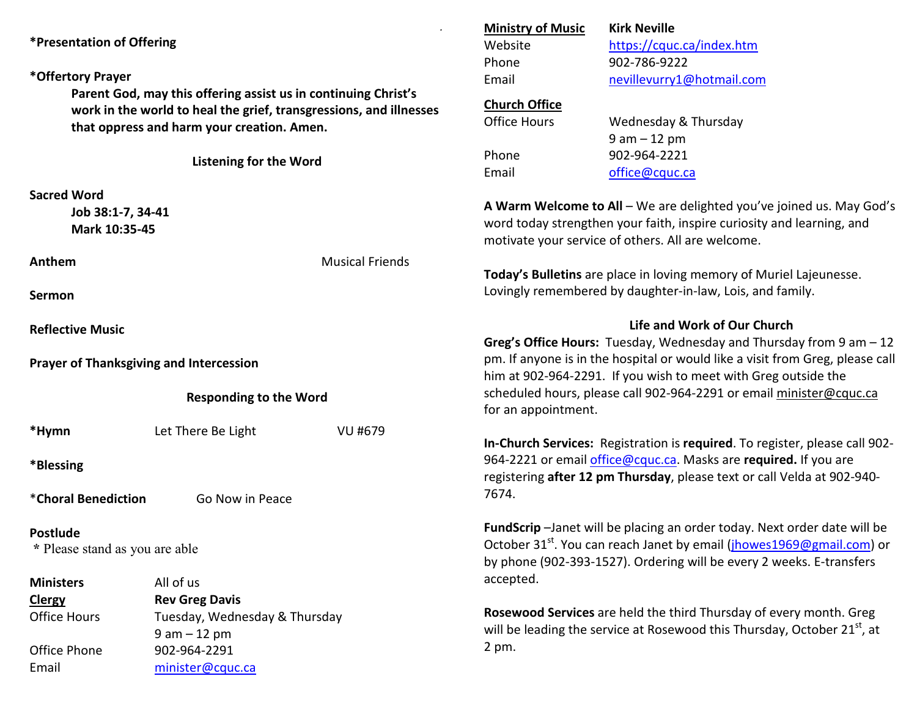**\*Presentation of Offering**

**\*Offertory Prayer**

**Parent God, may this offering assist us in continuing Christ's work in the world to heal the grief, transgressions, and illnesses that oppress and harm your creation. Amen.**

**Listening for the Word**

**Sacred Word**

**Job 38:1-7, 34-41**
**Mark 10:35-45**

**Anthem** Musical Friends

**Sermon**

**Reflective Music**

**Prayer of Thanksgiving and Intercession**

**Responding to the Word**

**\*Hymn** Let There Be Light VU #679

**\*Blessing**

\***Choral Benediction** Go Now in Peace

**Postlude**

\* Please stand as you are able

| | |
|---|---|
| **Ministers** | All of us |
| **Clergy** | **Rev Greg Davis** |
| Office Hours | Tuesday, Wednesday & Thursday 9 am – 12 pm |
| Office Phone | 902-964-2291 |
| Email | minister@cquc.ca |

| | |
|---|---|
| **Ministry of Music** | **Kirk Neville** |
| Website | https://cquc.ca/index.htm |
| Phone | 902-786-9222 |
| Email | nevillevurry1@hotmail.com |

| | |
|---|---|
| **Church Office** | |
| Office Hours | Wednesday & Thursday 9 am – 12 pm |
| Phone | 902-964-2221 |
| Email | office@cquc.ca |

**A Warm Welcome to All** – We are delighted you've joined us. May God's word today strengthen your faith, inspire curiosity and learning, and motivate your service of others. All are welcome.

**Today's Bulletins** are place in loving memory of Muriel Lajeunesse. Lovingly remembered by daughter-in-law, Lois, and family.

**Life and Work of Our Church**

**Greg's Office Hours:** Tuesday, Wednesday and Thursday from 9 am – 12 pm. If anyone is in the hospital or would like a visit from Greg, please call him at 902-964-2291. If you wish to meet with Greg outside the scheduled hours, please call 902-964-2291 or email minister@cquc.ca for an appointment.

**In-Church Services:** Registration is **required**. To register, please call 902-964-2221 or email office@cquc.ca. Masks are **required.** If you are registering **after 12 pm Thursday**, please text or call Velda at 902-940-7674.

**FundScrip** –Janet will be placing an order today. Next order date will be October 31st. You can reach Janet by email (jhowes1969@gmail.com) or by phone (902-393-1527). Ordering will be every 2 weeks. E-transfers accepted.

**Rosewood Services** are held the third Thursday of every month. Greg will be leading the service at Rosewood this Thursday, October 21st, at 2 pm.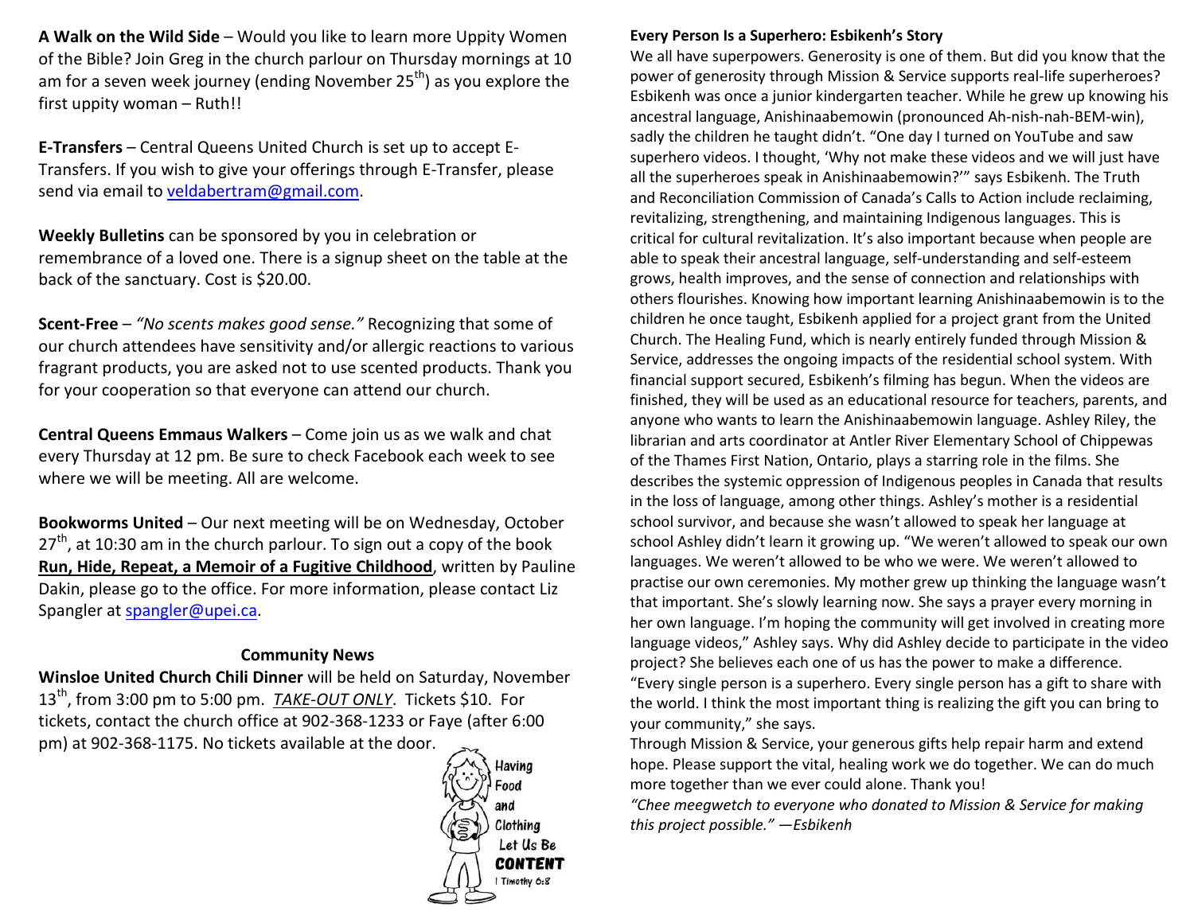**A Walk on the Wild Side** – Would you like to learn more Uppity Women of the Bible? Join Greg in the church parlour on Thursday mornings at 10 am for a seven week journey (ending November 25th) as you explore the first uppity woman – Ruth!!

**E-Transfers** – Central Queens United Church is set up to accept E-Transfers. If you wish to give your offerings through E-Transfer, please send via email to veldabertram@gmail.com.

**Weekly Bulletins** can be sponsored by you in celebration or remembrance of a loved one. There is a signup sheet on the table at the back of the sanctuary. Cost is $20.00.

**Scent-Free** – *"No scents makes good sense."* Recognizing that some of our church attendees have sensitivity and/or allergic reactions to various fragrant products, you are asked not to use scented products. Thank you for your cooperation so that everyone can attend our church.

**Central Queens Emmaus Walkers** – Come join us as we walk and chat every Thursday at 12 pm. Be sure to check Facebook each week to see where we will be meeting. All are welcome.

**Bookworms United** – Our next meeting will be on Wednesday, October 27th, at 10:30 am in the church parlour. To sign out a copy of the book **Run, Hide, Repeat, a Memoir of a Fugitive Childhood**, written by Pauline Dakin, please go to the office. For more information, please contact Liz Spangler at spangler@upei.ca.

### Community News

**Winsloe United Church Chili Dinner** will be held on Saturday, November 13th, from 3:00 pm to 5:00 pm. *TAKE-OUT ONLY*. Tickets $10. For tickets, contact the church office at 902-368-1233 or Faye (after 6:00 pm) at 902-368-1175. No tickets available at the door.

Having Food and Clothing Let Us Be CONTENT
I Timothy 6:8

**Every Person Is a Superhero: Esbikenh's Story**

We all have superpowers. Generosity is one of them. But did you know that the power of generosity through Mission & Service supports real-life superheroes? Esbikenh was once a junior kindergarten teacher. While he grew up knowing his ancestral language, Anishinaabemowin (pronounced Ah-nish-nah-BEM-win), sadly the children he taught didn't. "One day I turned on YouTube and saw superhero videos. I thought, 'Why not make these videos and we will just have all the superheroes speak in Anishinaabemowin?'" says Esbikenh. The Truth and Reconciliation Commission of Canada's Calls to Action include reclaiming, revitalizing, strengthening, and maintaining Indigenous languages. This is critical for cultural revitalization. It's also important because when people are able to speak their ancestral language, self-understanding and self-esteem grows, health improves, and the sense of connection and relationships with others flourishes. Knowing how important learning Anishinaabemowin is to the children he once taught, Esbikenh applied for a project grant from the United Church. The Healing Fund, which is nearly entirely funded through Mission & Service, addresses the ongoing impacts of the residential school system. With financial support secured, Esbikenh's filming has begun. When the videos are finished, they will be used as an educational resource for teachers, parents, and anyone who wants to learn the Anishinaabemowin language. Ashley Riley, the librarian and arts coordinator at Antler River Elementary School of Chippewas of the Thames First Nation, Ontario, plays a starring role in the films. She describes the systemic oppression of Indigenous peoples in Canada that results in the loss of language, among other things. Ashley's mother is a residential school survivor, and because she wasn't allowed to speak her language at school Ashley didn't learn it growing up. "We weren't allowed to speak our own languages. We weren't allowed to be who we were. We weren't allowed to practise our own ceremonies. My mother grew up thinking the language wasn't that important. She's slowly learning now. She says a prayer every morning in her own language. I'm hoping the community will get involved in creating more language videos," Ashley says. Why did Ashley decide to participate in the video project? She believes each one of us has the power to make a difference. "Every single person is a superhero. Every single person has a gift to share with the world. I think the most important thing is realizing the gift you can bring to your community," she says.

Through Mission & Service, your generous gifts help repair harm and extend hope. Please support the vital, healing work we do together. We can do much more together than we ever could alone. Thank you!

*"Chee meegwetch to everyone who donated to Mission & Service for making this project possible." —Esbikenh*